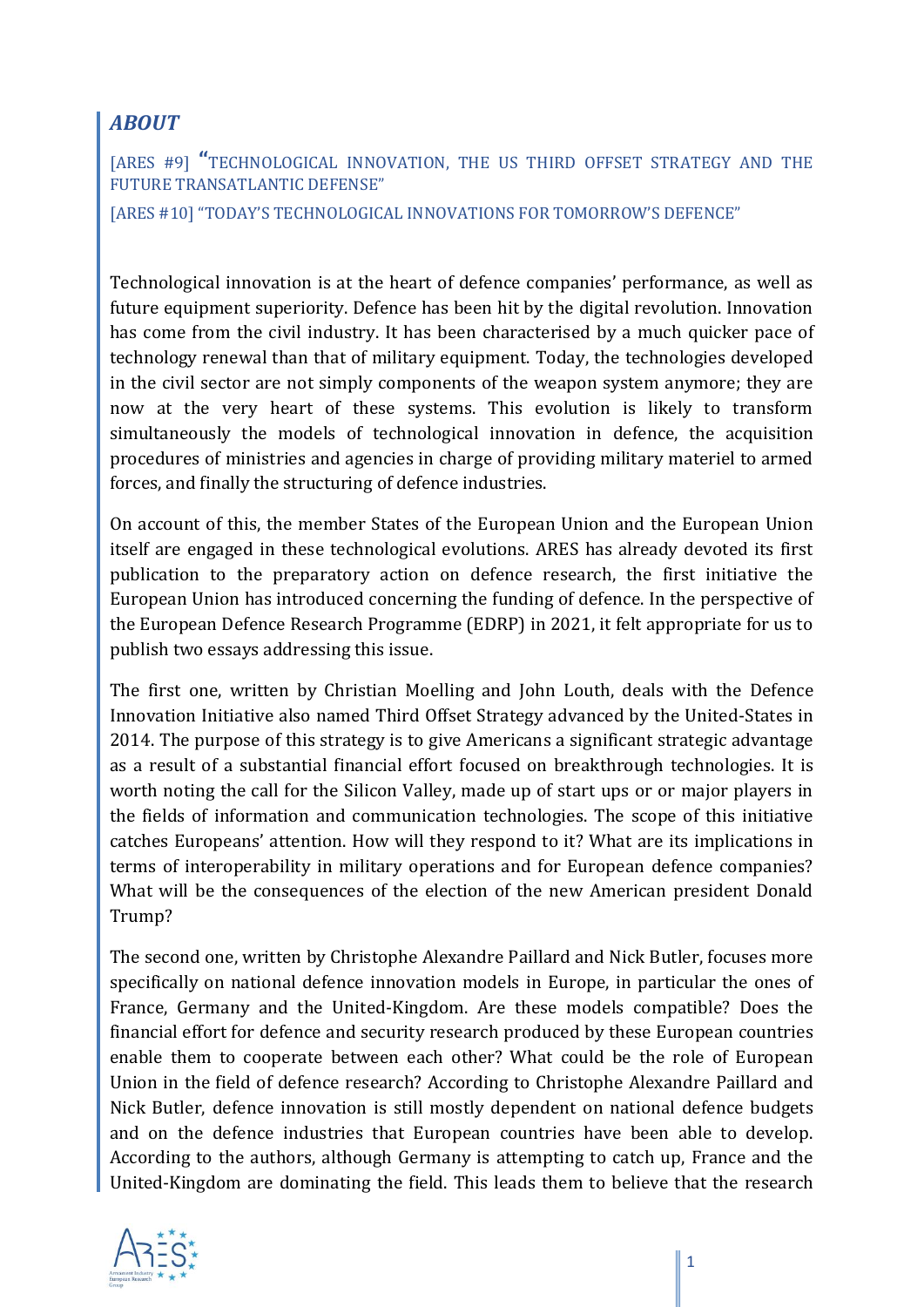## *ABOUT*

[ARES #9] "TECHNOLOGICAL INNOVATION, THE US THIRD OFFSET STRATEGY AND THE FUTURE TRANSATLANTIC DEFENSE"

[ARES #10] "TODAY'S TECHNOLOGICAL INNOVATIONS FOR TOMORROW'S DEFENCE"

Technological innovation is at the heart of defence companies' performance, as well as future equipment superiority. Defence has been hit by the digital revolution. Innovation has come from the civil industry. It has been characterised by a much quicker pace of technology renewal than that of military equipment. Today, the technologies developed in the civil sector are not simply components of the weapon system anymore; they are now at the very heart of these systems. This evolution is likely to transform simultaneously the models of technological innovation in defence, the acquisition procedures of ministries and agencies in charge of providing military materiel to armed forces, and finally the structuring of defence industries.

On account of this, the member States of the European Union and the European Union itself are engaged in these technological evolutions. ARES has already devoted its first publication to the preparatory action on defence research, the first initiative the European Union has introduced concerning the funding of defence. In the perspective of the European Defence Research Programme (EDRP) in 2021, it felt appropriate for us to publish two essays addressing this issue.

The first one, written by Christian Moelling and John Louth, deals with the Defence Innovation Initiative also named Third Offset Strategy advanced by the United-States in 2014. The purpose of this strategy is to give Americans a significant strategic advantage as a result of a substantial financial effort focused on breakthrough technologies. It is worth noting the call for the Silicon Valley, made up of start ups or or major players in the fields of information and communication technologies. The scope of this initiative catches Europeans' attention. How will they respond to it? What are its implications in terms of interoperability in military operations and for European defence companies? What will be the consequences of the election of the new American president Donald Trump?

The second one, written by Christophe Alexandre Paillard and Nick Butler, focuses more specifically on national defence innovation models in Europe, in particular the ones of France, Germany and the United-Kingdom. Are these models compatible? Does the financial effort for defence and security research produced by these European countries enable them to cooperate between each other? What could be the role of European Union in the field of defence research? According to Christophe Alexandre Paillard and Nick Butler, defence innovation is still mostly dependent on national defence budgets and on the defence industries that European countries have been able to develop. According to the authors, although Germany is attempting to catch up, France and the United-Kingdom are dominating the field. This leads them to believe that the research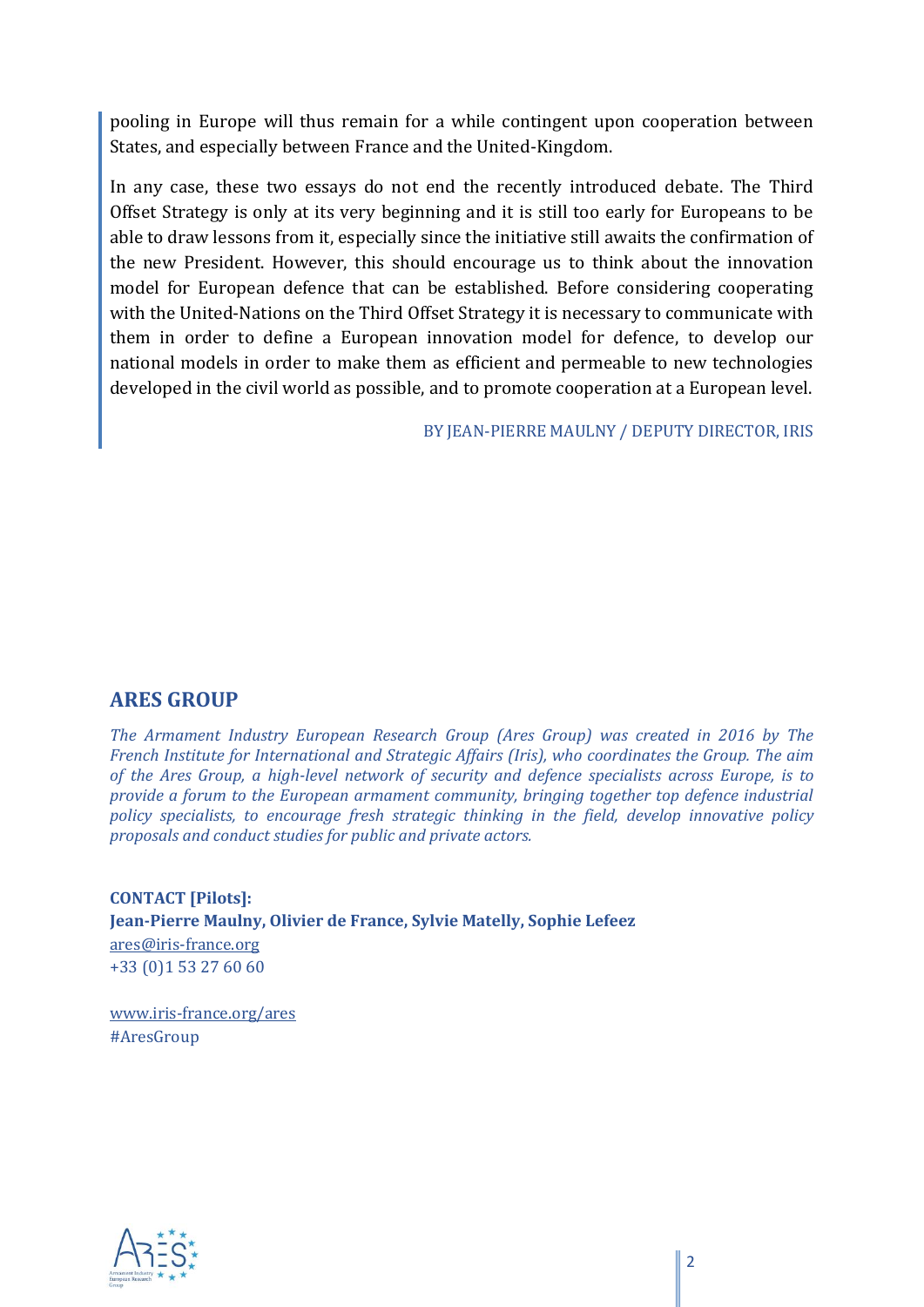pooling in Europe will thus remain for a while contingent upon cooperation between States, and especially between France and the United-Kingdom.

In any case, these two essays do not end the recently introduced debate. The Third Offset Strategy is only at its very beginning and it is still too early for Europeans to be able to draw lessons from it, especially since the initiative still awaits the confirmation of the new President. However, this should encourage us to think about the innovation model for European defence that can be established. Before considering cooperating with the United-Nations on the Third Offset Strategy it is necessary to communicate with them in order to define a European innovation model for defence, to develop our national models in order to make them as efficient and permeable to new technologies developed in the civil world as possible, and to promote cooperation at a European level.

BY JEAN-PIERRE MAULNY / DEPUTY DIRECTOR, IRIS

## ARES GROUP

*The Armament Industry European Research Group (Ares Group) was created in 2016 by The French Institute for International and Strategic Affairs (Iris), who coordinates the Group. The aim of the Ares Group, a high-level network of security and defence specialists across Europe, is to provide a forum to the European armament community, bringing together top defence industrial policy specialists, to encourage fresh strategic thinking in the field, develop innovative policy proposals and conduct studies for public and private actors.*

**CONTACT [Pilots]:**
**Jean-Pierre Maulny, Olivier de France, Sylvie Matelly, Sophie Lefeez**
ares@iris-france.org
+33 (0)1 53 27 60 60

www.iris-france.org/ares
#AresGroup